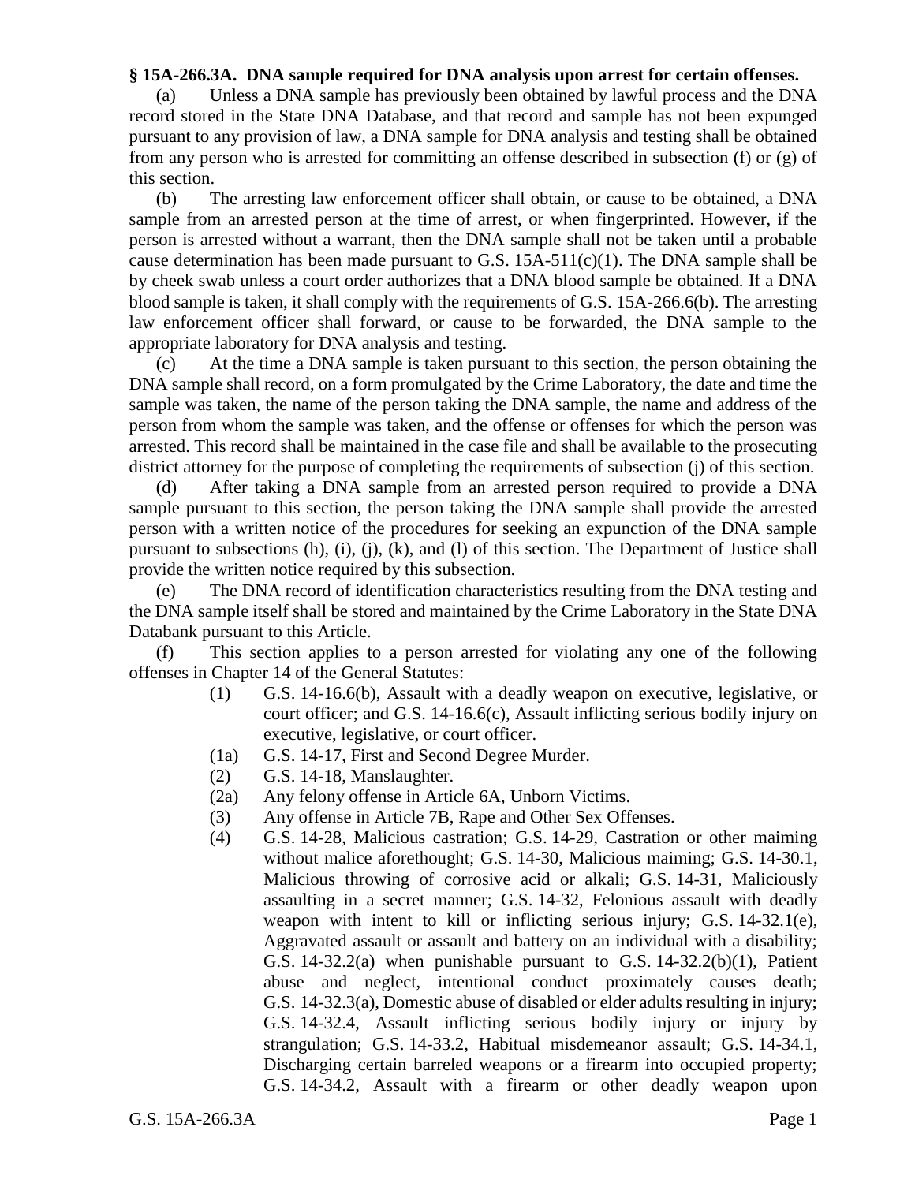**§ 15A-266.3A. DNA sample required for DNA analysis upon arrest for certain offenses.**

(a) Unless a DNA sample has previously been obtained by lawful process and the DNA record stored in the State DNA Database, and that record and sample has not been expunged pursuant to any provision of law, a DNA sample for DNA analysis and testing shall be obtained from any person who is arrested for committing an offense described in subsection (f) or (g) of this section.

(b) The arresting law enforcement officer shall obtain, or cause to be obtained, a DNA sample from an arrested person at the time of arrest, or when fingerprinted. However, if the person is arrested without a warrant, then the DNA sample shall not be taken until a probable cause determination has been made pursuant to G.S. 15A-511(c)(1). The DNA sample shall be by cheek swab unless a court order authorizes that a DNA blood sample be obtained. If a DNA blood sample is taken, it shall comply with the requirements of G.S. 15A-266.6(b). The arresting law enforcement officer shall forward, or cause to be forwarded, the DNA sample to the appropriate laboratory for DNA analysis and testing.

(c) At the time a DNA sample is taken pursuant to this section, the person obtaining the DNA sample shall record, on a form promulgated by the Crime Laboratory, the date and time the sample was taken, the name of the person taking the DNA sample, the name and address of the person from whom the sample was taken, and the offense or offenses for which the person was arrested. This record shall be maintained in the case file and shall be available to the prosecuting district attorney for the purpose of completing the requirements of subsection (j) of this section.

(d) After taking a DNA sample from an arrested person required to provide a DNA sample pursuant to this section, the person taking the DNA sample shall provide the arrested person with a written notice of the procedures for seeking an expunction of the DNA sample pursuant to subsections (h), (i), (j), (k), and (l) of this section. The Department of Justice shall provide the written notice required by this subsection.

(e) The DNA record of identification characteristics resulting from the DNA testing and the DNA sample itself shall be stored and maintained by the Crime Laboratory in the State DNA Databank pursuant to this Article.

(f) This section applies to a person arrested for violating any one of the following offenses in Chapter 14 of the General Statutes:

- (1) G.S. 14-16.6(b), Assault with a deadly weapon on executive, legislative, or court officer; and G.S. 14-16.6(c), Assault inflicting serious bodily injury on executive, legislative, or court officer.
- (1a) G.S. 14-17, First and Second Degree Murder.
- (2) G.S. 14-18, Manslaughter.
- (2a) Any felony offense in Article 6A, Unborn Victims.
- (3) Any offense in Article 7B, Rape and Other Sex Offenses.
- (4) G.S. 14-28, Malicious castration; G.S. 14-29, Castration or other maiming without malice aforethought; G.S. 14-30, Malicious maiming; G.S. 14-30.1, Malicious throwing of corrosive acid or alkali; G.S. 14-31, Maliciously assaulting in a secret manner; G.S. 14-32, Felonious assault with deadly weapon with intent to kill or inflicting serious injury; G.S. 14-32.1(e), Aggravated assault or assault and battery on an individual with a disability; G.S. 14-32.2(a) when punishable pursuant to G.S. 14-32.2(b)(1), Patient abuse and neglect, intentional conduct proximately causes death; G.S. 14-32.3(a), Domestic abuse of disabled or elder adults resulting in injury; G.S. 14-32.4, Assault inflicting serious bodily injury or injury by strangulation; G.S. 14-33.2, Habitual misdemeanor assault; G.S. 14-34.1, Discharging certain barreled weapons or a firearm into occupied property; G.S. 14-34.2, Assault with a firearm or other deadly weapon upon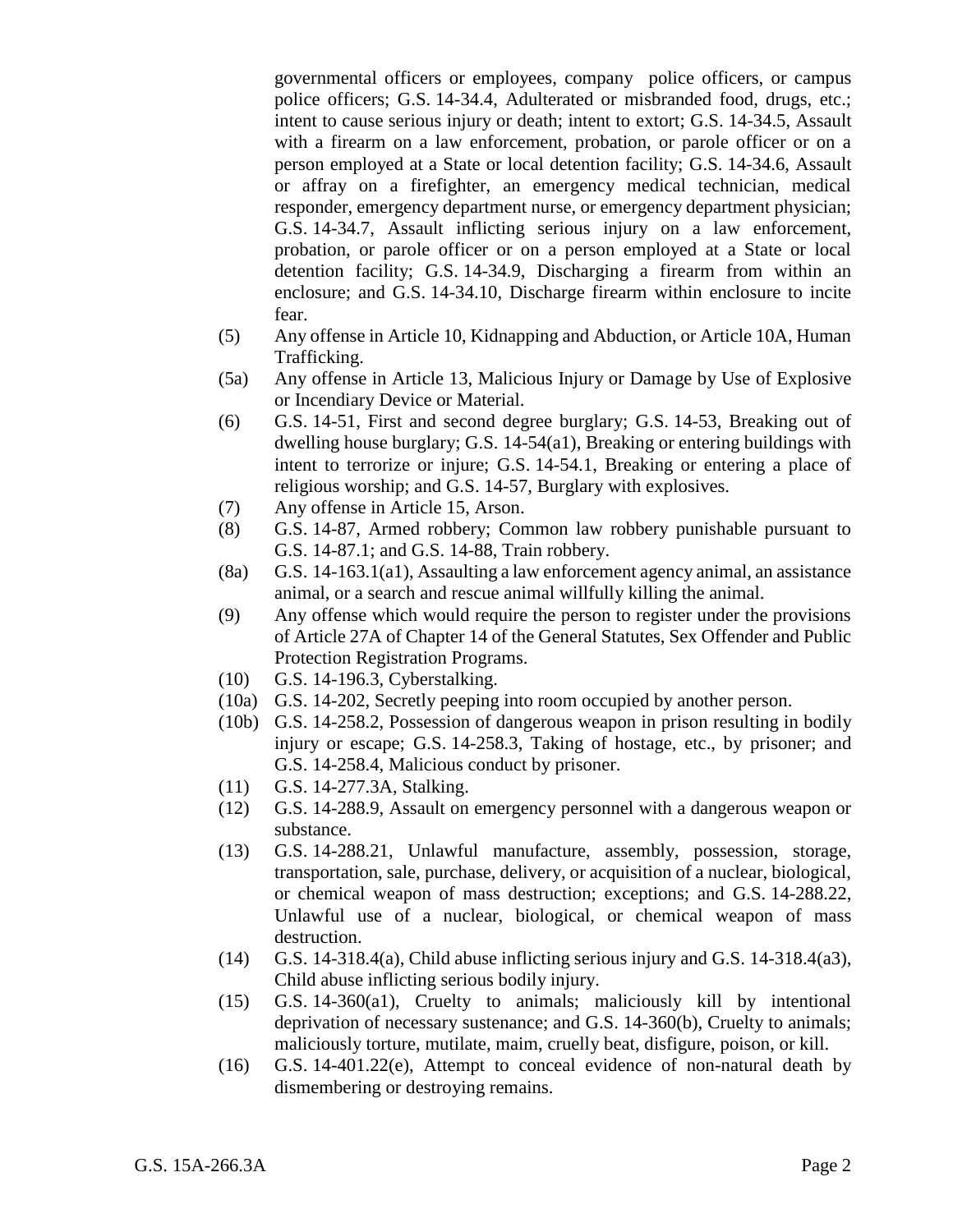governmental officers or employees, company police officers, or campus police officers; G.S. 14-34.4, Adulterated or misbranded food, drugs, etc.; intent to cause serious injury or death; intent to extort; G.S. 14-34.5, Assault with a firearm on a law enforcement, probation, or parole officer or on a person employed at a State or local detention facility; G.S. 14-34.6, Assault or affray on a firefighter, an emergency medical technician, medical responder, emergency department nurse, or emergency department physician; G.S. 14-34.7, Assault inflicting serious injury on a law enforcement, probation, or parole officer or on a person employed at a State or local detention facility; G.S. 14-34.9, Discharging a firearm from within an enclosure; and G.S. 14-34.10, Discharge firearm within enclosure to incite fear.

(5) Any offense in Article 10, Kidnapping and Abduction, or Article 10A, Human Trafficking.

(5a) Any offense in Article 13, Malicious Injury or Damage by Use of Explosive or Incendiary Device or Material.

(6) G.S. 14-51, First and second degree burglary; G.S. 14-53, Breaking out of dwelling house burglary; G.S. 14-54(a1), Breaking or entering buildings with intent to terrorize or injure; G.S. 14-54.1, Breaking or entering a place of religious worship; and G.S. 14-57, Burglary with explosives.

(7) Any offense in Article 15, Arson.

(8) G.S. 14-87, Armed robbery; Common law robbery punishable pursuant to G.S. 14-87.1; and G.S. 14-88, Train robbery.

(8a) G.S. 14-163.1(a1), Assaulting a law enforcement agency animal, an assistance animal, or a search and rescue animal willfully killing the animal.

(9) Any offense which would require the person to register under the provisions of Article 27A of Chapter 14 of the General Statutes, Sex Offender and Public Protection Registration Programs.

(10) G.S. 14-196.3, Cyberstalking.

(10a) G.S. 14-202, Secretly peeping into room occupied by another person.

(10b) G.S. 14-258.2, Possession of dangerous weapon in prison resulting in bodily injury or escape; G.S. 14-258.3, Taking of hostage, etc., by prisoner; and G.S. 14-258.4, Malicious conduct by prisoner.

(11) G.S. 14-277.3A, Stalking.

(12) G.S. 14-288.9, Assault on emergency personnel with a dangerous weapon or substance.

(13) G.S. 14-288.21, Unlawful manufacture, assembly, possession, storage, transportation, sale, purchase, delivery, or acquisition of a nuclear, biological, or chemical weapon of mass destruction; exceptions; and G.S. 14-288.22, Unlawful use of a nuclear, biological, or chemical weapon of mass destruction.

(14) G.S. 14-318.4(a), Child abuse inflicting serious injury and G.S. 14-318.4(a3), Child abuse inflicting serious bodily injury.

(15) G.S. 14-360(a1), Cruelty to animals; maliciously kill by intentional deprivation of necessary sustenance; and G.S. 14-360(b), Cruelty to animals; maliciously torture, mutilate, maim, cruelly beat, disfigure, poison, or kill.

(16) G.S. 14-401.22(e), Attempt to conceal evidence of non-natural death by dismembering or destroying remains.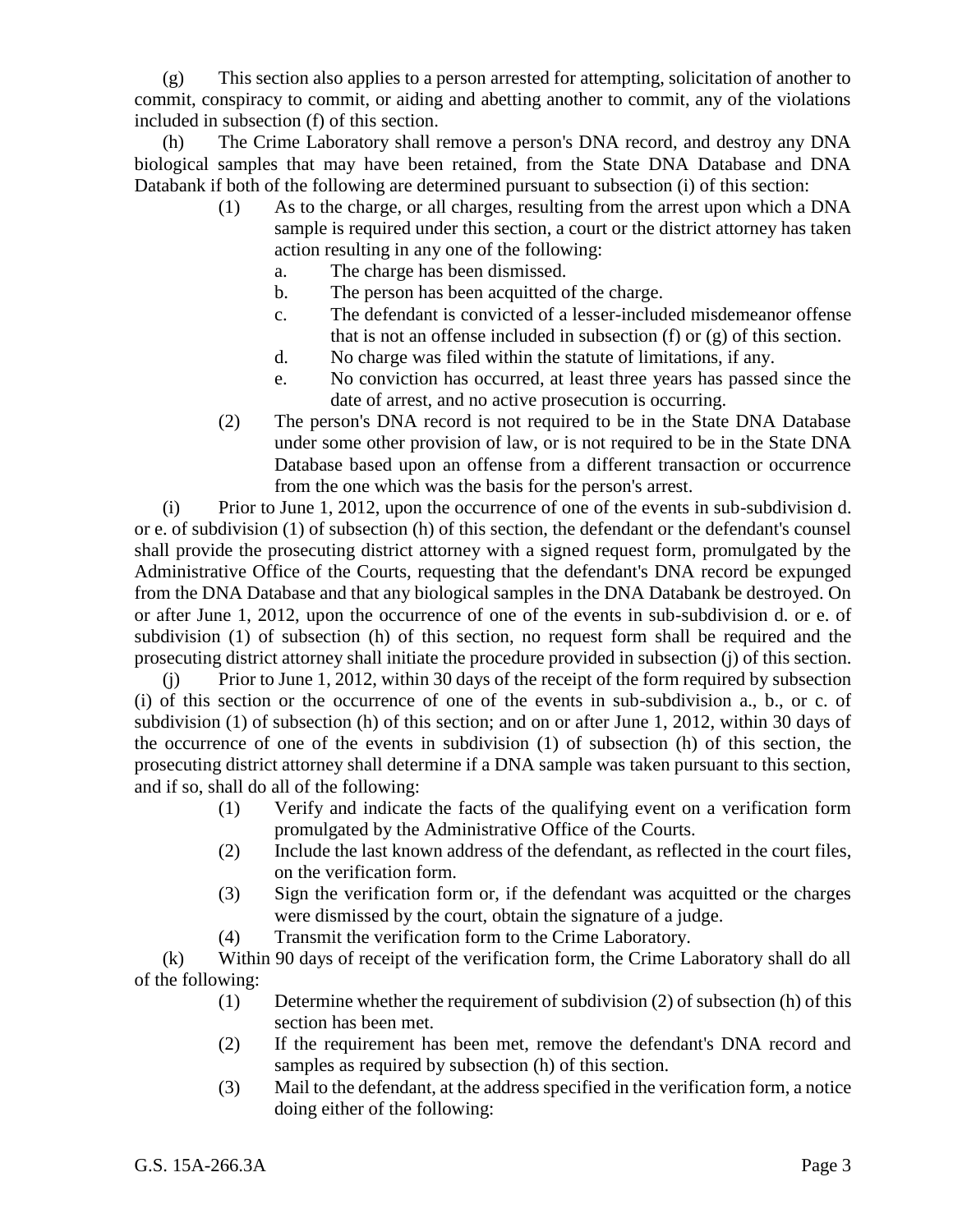(g) This section also applies to a person arrested for attempting, solicitation of another to commit, conspiracy to commit, or aiding and abetting another to commit, any of the violations included in subsection (f) of this section.

(h) The Crime Laboratory shall remove a person's DNA record, and destroy any DNA biological samples that may have been retained, from the State DNA Database and DNA Databank if both of the following are determined pursuant to subsection (i) of this section:

(1) As to the charge, or all charges, resulting from the arrest upon which a DNA sample is required under this section, a court or the district attorney has taken action resulting in any one of the following:

a. The charge has been dismissed.

b. The person has been acquitted of the charge.

c. The defendant is convicted of a lesser-included misdemeanor offense that is not an offense included in subsection (f) or (g) of this section.

d. No charge was filed within the statute of limitations, if any.

e. No conviction has occurred, at least three years has passed since the date of arrest, and no active prosecution is occurring.

(2) The person's DNA record is not required to be in the State DNA Database under some other provision of law, or is not required to be in the State DNA Database based upon an offense from a different transaction or occurrence from the one which was the basis for the person's arrest.

(i) Prior to June 1, 2012, upon the occurrence of one of the events in sub-subdivision d. or e. of subdivision (1) of subsection (h) of this section, the defendant or the defendant's counsel shall provide the prosecuting district attorney with a signed request form, promulgated by the Administrative Office of the Courts, requesting that the defendant's DNA record be expunged from the DNA Database and that any biological samples in the DNA Databank be destroyed. On or after June 1, 2012, upon the occurrence of one of the events in sub-subdivision d. or e. of subdivision (1) of subsection (h) of this section, no request form shall be required and the prosecuting district attorney shall initiate the procedure provided in subsection (j) of this section.

(j) Prior to June 1, 2012, within 30 days of the receipt of the form required by subsection (i) of this section or the occurrence of one of the events in sub-subdivision a., b., or c. of subdivision (1) of subsection (h) of this section; and on or after June 1, 2012, within 30 days of the occurrence of one of the events in subdivision (1) of subsection (h) of this section, the prosecuting district attorney shall determine if a DNA sample was taken pursuant to this section, and if so, shall do all of the following:

(1) Verify and indicate the facts of the qualifying event on a verification form promulgated by the Administrative Office of the Courts.

(2) Include the last known address of the defendant, as reflected in the court files, on the verification form.

(3) Sign the verification form or, if the defendant was acquitted or the charges were dismissed by the court, obtain the signature of a judge.

(4) Transmit the verification form to the Crime Laboratory.

(k) Within 90 days of receipt of the verification form, the Crime Laboratory shall do all of the following:

(1) Determine whether the requirement of subdivision (2) of subsection (h) of this section has been met.

(2) If the requirement has been met, remove the defendant's DNA record and samples as required by subsection (h) of this section.

(3) Mail to the defendant, at the address specified in the verification form, a notice doing either of the following: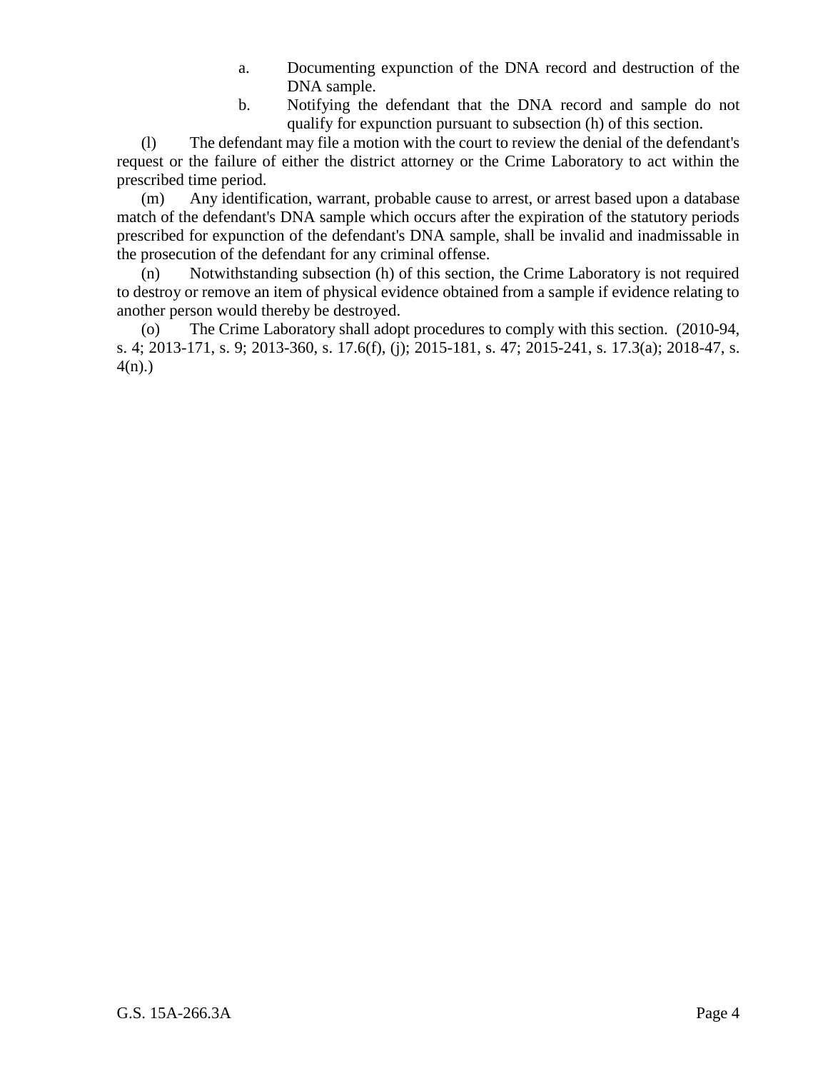a. Documenting expunction of the DNA record and destruction of the DNA sample.

b. Notifying the defendant that the DNA record and sample do not qualify for expunction pursuant to subsection (h) of this section.

(l) The defendant may file a motion with the court to review the denial of the defendant's request or the failure of either the district attorney or the Crime Laboratory to act within the prescribed time period.

(m) Any identification, warrant, probable cause to arrest, or arrest based upon a database match of the defendant's DNA sample which occurs after the expiration of the statutory periods prescribed for expunction of the defendant's DNA sample, shall be invalid and inadmissable in the prosecution of the defendant for any criminal offense.

(n) Notwithstanding subsection (h) of this section, the Crime Laboratory is not required to destroy or remove an item of physical evidence obtained from a sample if evidence relating to another person would thereby be destroyed.

(o) The Crime Laboratory shall adopt procedures to comply with this section. (2010-94, s. 4; 2013-171, s. 9; 2013-360, s. 17.6(f), (j); 2015-181, s. 47; 2015-241, s. 17.3(a); 2018-47, s. 4(n).)